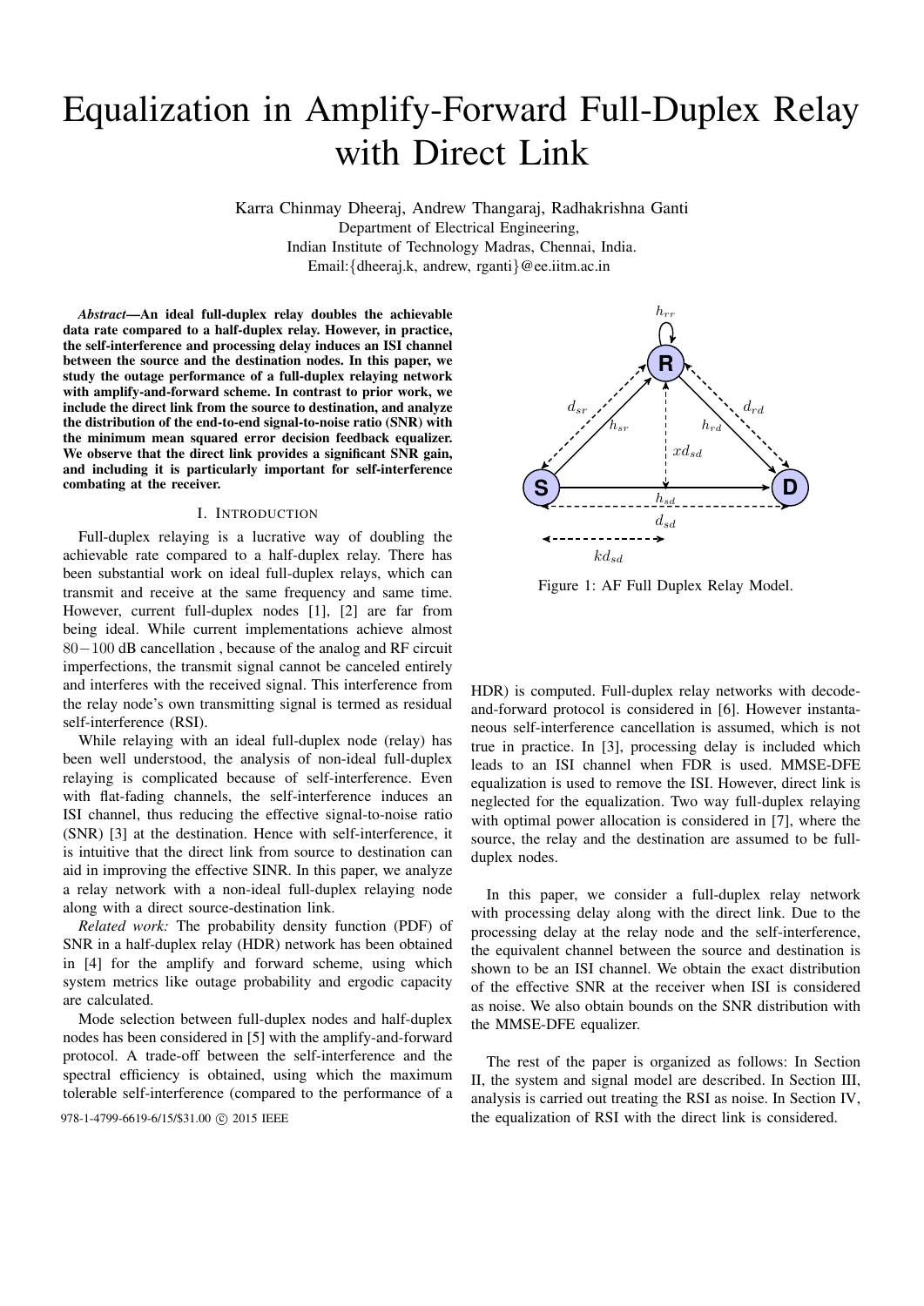# Equalization in Amplify-Forward Full-Duplex Relay with Direct Link

Karra Chinmay Dheeraj, Andrew Thangaraj, Radhakrishna Ganti
Department of Electrical Engineering,
Indian Institute of Technology Madras, Chennai, India.
Email:{dheeraj.k, andrew, rganti}@ee.iitm.ac.in

***Abstract*—An ideal full-duplex relay doubles the achievable data rate compared to a half-duplex relay. However, in practice, the self-interference and processing delay induces an ISI channel between the source and the destination nodes. In this paper, we study the outage performance of a full-duplex relaying network with amplify-and-forward scheme. In contrast to prior work, we include the direct link from the source to destination, and analyze the distribution of the end-to-end signal-to-noise ratio (SNR) with the minimum mean squared error decision feedback equalizer. We observe that the direct link provides a significant SNR gain, and including it is particularly important for self-interference combating at the receiver.**

## I. Introduction

Full-duplex relaying is a lucrative way of doubling the achievable rate compared to a half-duplex relay. There has been substantial work on ideal full-duplex relays, which can transmit and receive at the same frequency and same time. However, current full-duplex nodes [1], [2] are far from being ideal. While current implementations achieve almost $80-100$ dB cancellation , because of the analog and RF circuit imperfections, the transmit signal cannot be canceled entirely and interferes with the received signal. This interference from the relay node's own transmitting signal is termed as residual self-interference (RSI).

While relaying with an ideal full-duplex node (relay) has been well understood, the analysis of non-ideal full-duplex relaying is complicated because of self-interference. Even with flat-fading channels, the self-interference induces an ISI channel, thus reducing the effective signal-to-noise ratio (SNR) [3] at the destination. Hence with self-interference, it is intuitive that the direct link from source to destination can aid in improving the effective SINR. In this paper, we analyze a relay network with a non-ideal full-duplex relaying node along with a direct source-destination link.

*Related work:* The probability density function (PDF) of SNR in a half-duplex relay (HDR) network has been obtained in [4] for the amplify and forward scheme, using which system metrics like outage probability and ergodic capacity are calculated.

Mode selection between full-duplex nodes and half-duplex nodes has been considered in [5] with the amplify-and-forward protocol. A trade-off between the self-interference and the spectral efficiency is obtained, using which the maximum tolerable self-interference (compared to the performance of a HDR) is computed. Full-duplex relay networks with decode-and-forward protocol is considered in [6]. However instantaneous self-interference cancellation is assumed, which is not true in practice. In [3], processing delay is included which leads to an ISI channel when FDR is used. MMSE-DFE equalization is used to remove the ISI. However, direct link is neglected for the equalization. Two way full-duplex relaying with optimal power allocation is considered in [7], where the source, the relay and the destination are assumed to be full-duplex nodes.

Figure 1: AF Full Duplex Relay Model.

In this paper, we consider a full-duplex relay network with processing delay along with the direct link. Due to the processing delay at the relay node and the self-interference, the equivalent channel between the source and destination is shown to be an ISI channel. We obtain the exact distribution of the effective SNR at the receiver when ISI is considered as noise. We also obtain bounds on the SNR distribution with the MMSE-DFE equalizer.

The rest of the paper is organized as follows: In Section II, the system and signal model are described. In Section III, analysis is carried out treating the RSI as noise. In Section IV, the equalization of RSI with the direct link is considered.

978-1-4799-6619-6/15/$31.00 © 2015 IEEE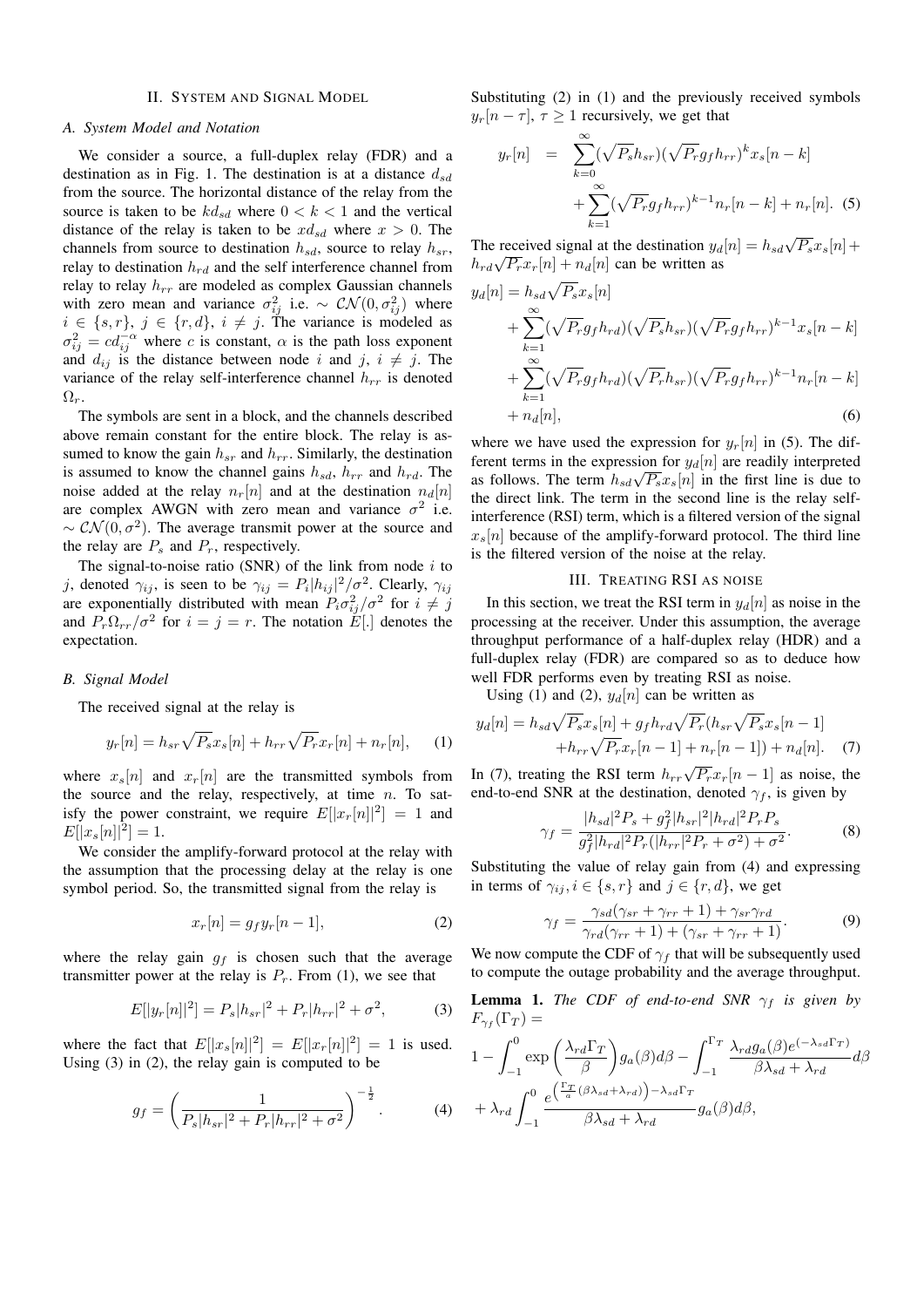## II. System and Signal Model

### A. System Model and Notation

We consider a source, a full-duplex relay (FDR) and a destination as in Fig. 1. The destination is at a distance $d_{sd}$ from the source. The horizontal distance of the relay from the source is taken to be $kd_{sd}$ where $0 < k < 1$ and the vertical distance of the relay is taken to be $xd_{sd}$ where $x > 0$. The channels from source to destination $h_{sd}$, source to relay $h_{sr}$, relay to destination $h_{rd}$ and the self interference channel from relay to relay $h_{rr}$ are modeled as complex Gaussian channels with zero mean and variance $\sigma_{ij}^2$ i.e. $\sim \mathcal{CN}(0, \sigma_{ij}^2)$ where $i \in \{s, r\}$, $j \in \{r, d\}$, $i \neq j$. The variance is modeled as $\sigma_{ij}^2 = cd_{ij}^{-\alpha}$ where $c$ is constant, $\alpha$ is the path loss exponent and $d_{ij}$ is the distance between node $i$ and $j$, $i \neq j$. The variance of the relay self-interference channel $h_{rr}$ is denoted $\Omega_r$.

The symbols are sent in a block, and the channels described above remain constant for the entire block. The relay is assumed to know the gain $h_{sr}$ and $h_{rr}$. Similarly, the destination is assumed to know the channel gains $h_{sd}$, $h_{rr}$ and $h_{rd}$. The noise added at the relay $n_r[n]$ and at the destination $n_d[n]$ are complex AWGN with zero mean and variance $\sigma^2$ i.e. $\sim \mathcal{CN}(0, \sigma^2)$. The average transmit power at the source and the relay are $P_s$ and $P_r$, respectively.

The signal-to-noise ratio (SNR) of the link from node $i$ to $j$, denoted $\gamma_{ij}$, is seen to be $\gamma_{ij} = P_i|h_{ij}|^2/\sigma^2$. Clearly, $\gamma_{ij}$ are exponentially distributed with mean $P_i\sigma_{ij}^2/\sigma^2$ for $i \neq j$ and $P_r\Omega_{rr}/\sigma^2$ for $i = j = r$. The notation $E[.]$ denotes the expectation.

### B. Signal Model

The received signal at the relay is

$$y_r[n] = h_{sr}\sqrt{P_s}x_s[n] + h_{rr}\sqrt{P_r}x_r[n] + n_r[n], \quad (1)$$

where $x_s[n]$ and $x_r[n]$ are the transmitted symbols from the source and the relay, respectively, at time $n$. To satisfy the power constraint, we require $E[|x_r[n]|^2] = 1$ and $E[|x_s[n]|^2] = 1$.

We consider the amplify-forward protocol at the relay with the assumption that the processing delay at the relay is one symbol period. So, the transmitted signal from the relay is

$$x_r[n] = g_f y_r[n-1], \quad (2)$$

where the relay gain $g_f$ is chosen such that the average transmitter power at the relay is $P_r$. From (1), we see that

$$E[|y_r[n]|^2] = P_s|h_{sr}|^2 + P_r|h_{rr}|^2 + \sigma^2, \quad (3)$$

where the fact that $E[|x_s[n]|^2] = E[|x_r[n]|^2] = 1$ is used. Using (3) in (2), the relay gain is computed to be

$$g_f = \left(\frac{1}{P_s|h_{sr}|^2 + P_r|h_{rr}|^2 + \sigma^2}\right)^{-\frac{1}{2}}. \quad (4)$$

Substituting (2) in (1) and the previously received symbols $y_r[n-\tau]$, $\tau \geq 1$ recursively, we get that

$$\begin{aligned} y_r[n] &= \sum_{k=0}^{\infty}(\sqrt{P_s}h_{sr})(\sqrt{P_r}g_f h_{rr})^k x_s[n-k] \\ &\quad + \sum_{k=1}^{\infty}(\sqrt{P_r}g_f h_{rr})^{k-1} n_r[n-k] + n_r[n]. \quad (5) \end{aligned}$$

The received signal at the destination $y_d[n] = h_{sd}\sqrt{P_s}x_s[n] + h_{rd}\sqrt{P_r}x_r[n] + n_d[n]$ can be written as

$$\begin{aligned} y_d[n] &= h_{sd}\sqrt{P_s}x_s[n] \\ &\quad + \sum_{k=1}^{\infty}(\sqrt{P_r}g_f h_{rd})(\sqrt{P_s}h_{sr})(\sqrt{P_r}g_f h_{rr})^{k-1}x_s[n-k] \\ &\quad + \sum_{k=1}^{\infty}(\sqrt{P_r}g_f h_{rd})(\sqrt{P_r}h_{sr})(\sqrt{P_r}g_f h_{rr})^{k-1}n_r[n-k] \\ &\quad + n_d[n], \quad (6) \end{aligned}$$

where we have used the expression for $y_r[n]$ in (5). The different terms in the expression for $y_d[n]$ are readily interpreted as follows. The term $h_{sd}\sqrt{P_s}x_s[n]$ in the first line is due to the direct link. The term in the second line is the relay self-interference (RSI) term, which is a filtered version of the signal $x_s[n]$ because of the amplify-forward protocol. The third line is the filtered version of the noise at the relay.

## III. Treating RSI as Noise

In this section, we treat the RSI term in $y_d[n]$ as noise in the processing at the receiver. Under this assumption, the average throughput performance of a half-duplex relay (HDR) and a full-duplex relay (FDR) are compared so as to deduce how well FDR performs even by treating RSI as noise.

Using (1) and (2), $y_d[n]$ can be written as

$$\begin{aligned} y_d[n] = h_{sd}\sqrt{P_s}x_s[n] + g_f h_{rd}\sqrt{P_r}(h_{sr}\sqrt{P_s}x_s[n-1] \\ + h_{rr}\sqrt{P_r}x_r[n-1] + n_r[n-1]) + n_d[n]. \quad (7) \end{aligned}$$

In (7), treating the RSI term $h_{rr}\sqrt{P_r}x_r[n-1]$ as noise, the end-to-end SNR at the destination, denoted $\gamma_f$, is given by

$$\gamma_f = \frac{|h_{sd}|^2 P_s + g_f^2|h_{sr}|^2|h_{rd}|^2 P_r P_s}{g_f^2|h_{rd}|^2 P_r(|h_{rr}|^2 P_r + \sigma^2) + \sigma^2}. \quad (8)$$

Substituting the value of relay gain from (4) and expressing in terms of $\gamma_{ij}, i \in \{s, r\}$ and $j \in \{r, d\}$, we get

$$\gamma_f = \frac{\gamma_{sd}(\gamma_{sr} + \gamma_{rr} + 1) + \gamma_{sr}\gamma_{rd}}{\gamma_{rd}(\gamma_{rr} + 1) + (\gamma_{sr} + \gamma_{rr} + 1)}. \quad (9)$$

We now compute the CDF of $\gamma_f$ that will be subsequently used to compute the outage probability and the average throughput.

**Lemma 1.** *The CDF of end-to-end SNR $\gamma_f$ is given by* $F_{\gamma_f}(\Gamma_T) =$

$$1 - \int_{-1}^{0} \exp\left(\frac{\lambda_{rd}\Gamma_T}{\beta}\right) g_a(\beta) d\beta - \int_{-1}^{\Gamma_T} \frac{\lambda_{rd} g_a(\beta) e^{(-\lambda_{sd}\Gamma_T)}}{\beta\lambda_{sd} + \lambda_{rd}} d\beta$$

$$+ \lambda_{rd} \int_{-1}^{0} \frac{e^{\left(\frac{\Gamma_T}{a}(\beta\lambda_{sd} + \lambda_{rd})\right) - \lambda_{sd}\Gamma_T}}{\beta\lambda_{sd} + \lambda_{rd}} g_a(\beta) d\beta,$$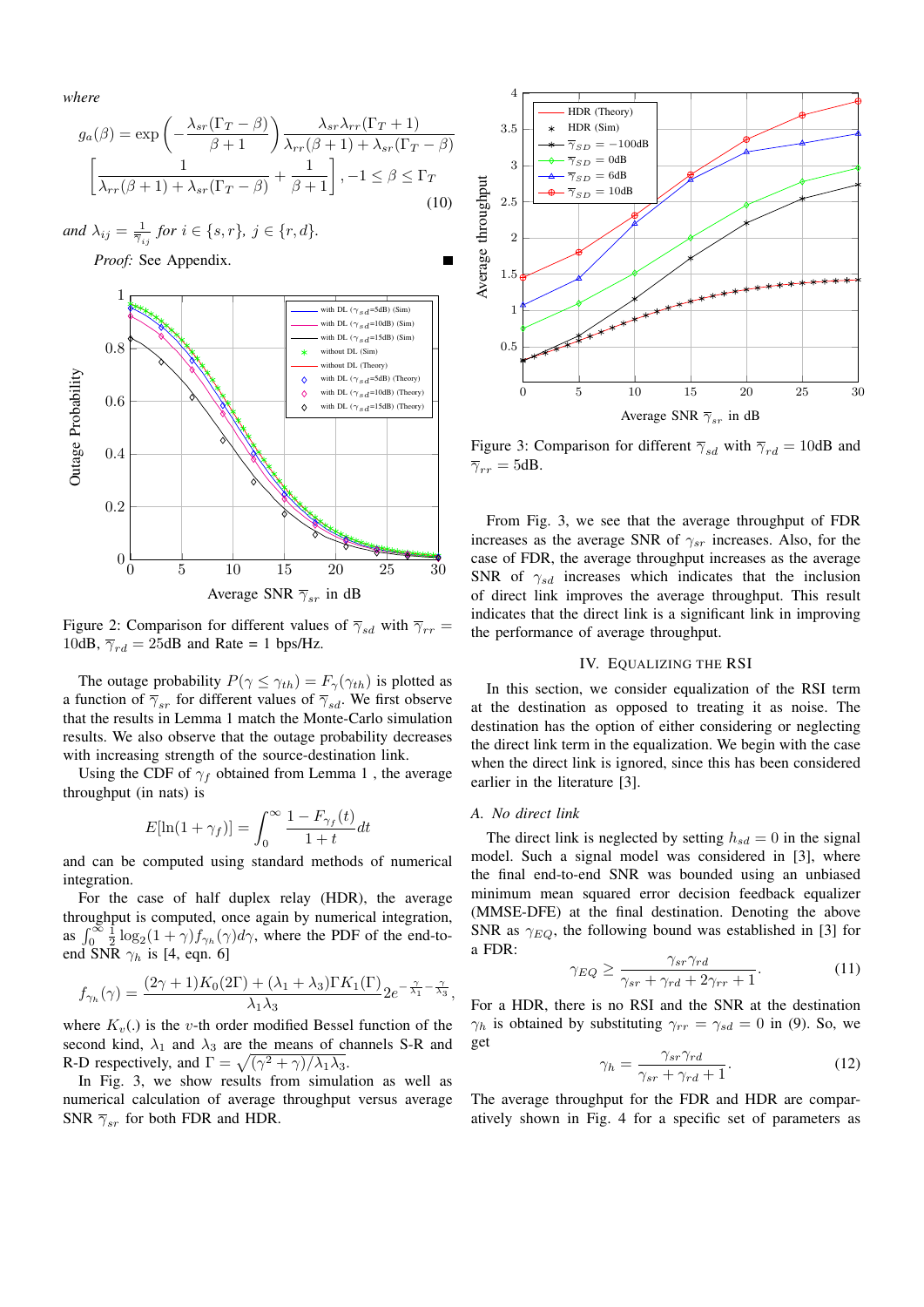*where*

$$g_a(\beta) = \exp\left(-\frac{\lambda_{sr}(\Gamma_T - \beta)}{\beta+1}\right)\frac{\lambda_{sr}\lambda_{rr}(\Gamma_T+1)}{\lambda_{rr}(\beta+1)+\lambda_{sr}(\Gamma_T-\beta)}$$
$$\left[\frac{1}{\lambda_{rr}(\beta+1)+\lambda_{sr}(\Gamma_T-\beta)} + \frac{1}{\beta+1}\right], -1 \leq \beta \leq \Gamma_T \tag{10}$$

*and* $\lambda_{ij} = \frac{1}{\overline{\gamma}_{ij}}$ *for* $i \in \{s, r\}$, $j \in \{r, d\}$.

*Proof:* See Appendix. ■

Figure 2: Comparison for different values of $\overline{\gamma}_{sd}$ with $\overline{\gamma}_{rr}$ = 10dB, $\overline{\gamma}_{rd}$ = 25dB and Rate = 1 bps/Hz.

The outage probability $P(\gamma \leq \gamma_{th}) = F_\gamma(\gamma_{th})$ is plotted as a function of $\overline{\gamma}_{sr}$ for different values of $\overline{\gamma}_{sd}$. We first observe that the results in Lemma 1 match the Monte-Carlo simulation results. We also observe that the outage probability decreases with increasing strength of the source-destination link.

Using the CDF of $\gamma_f$ obtained from Lemma 1 , the average throughput (in nats) is

$$E[\ln(1+\gamma_f)] = \int_0^\infty \frac{1-F_{\gamma_f}(t)}{1+t}dt$$

and can be computed using standard methods of numerical integration.

For the case of half duplex relay (HDR), the average throughput is computed, once again by numerical integration, as $\int_0^\infty \frac{1}{2}\log_2(1+\gamma)f_{\gamma_h}(\gamma)d\gamma$, where the PDF of the end-to-end SNR $\gamma_h$ is [4, eqn. 6]

$$f_{\gamma_h}(\gamma) = \frac{(2\gamma+1)K_0(2\Gamma) + (\lambda_1+\lambda_3)\Gamma K_1(\Gamma)}{\lambda_1\lambda_3}2e^{-\frac{\gamma}{\lambda_1}-\frac{\gamma}{\lambda_3}},$$

where $K_v(.)$ is the $v$-th order modified Bessel function of the second kind, $\lambda_1$ and $\lambda_3$ are the means of channels S-R and R-D respectively, and $\Gamma = \sqrt{(\gamma^2+\gamma)/\lambda_1\lambda_3}$.

In Fig. 3, we show results from simulation as well as numerical calculation of average throughput versus average SNR $\overline{\gamma}_{sr}$ for both FDR and HDR.

Figure 3: Comparison for different $\overline{\gamma}_{sd}$ with $\overline{\gamma}_{rd}$ = 10dB and $\overline{\gamma}_{rr}$ = 5dB.

From Fig. 3, we see that the average throughput of FDR increases as the average SNR of $\gamma_{sr}$ increases. Also, for the case of FDR, the average throughput increases as the average SNR of $\gamma_{sd}$ increases which indicates that the inclusion of direct link improves the average throughput. This result indicates that the direct link is a significant link in improving the performance of average throughput.

## IV. Equalizing the RSI

In this section, we consider equalization of the RSI term at the destination as opposed to treating it as noise. The destination has the option of either considering or neglecting the direct link term in the equalization. We begin with the case when the direct link is ignored, since this has been considered earlier in the literature [3].

### *A. No direct link*

The direct link is neglected by setting $h_{sd} = 0$ in the signal model. Such a signal model was considered in [3], where the final end-to-end SNR was bounded using an unbiased minimum mean squared error decision feedback equalizer (MMSE-DFE) at the final destination. Denoting the above SNR as $\gamma_{EQ}$, the following bound was established in [3] for a FDR:

$$\gamma_{EQ} \geq \frac{\gamma_{sr}\gamma_{rd}}{\gamma_{sr}+\gamma_{rd}+2\gamma_{rr}+1}. \tag{11}$$

For a HDR, there is no RSI and the SNR at the destination $\gamma_h$ is obtained by substituting $\gamma_{rr} = \gamma_{sd} = 0$ in (9). So, we get

$$\gamma_h = \frac{\gamma_{sr}\gamma_{rd}}{\gamma_{sr}+\gamma_{rd}+1}. \tag{12}$$

The average throughput for the FDR and HDR are comparatively shown in Fig. 4 for a specific set of parameters as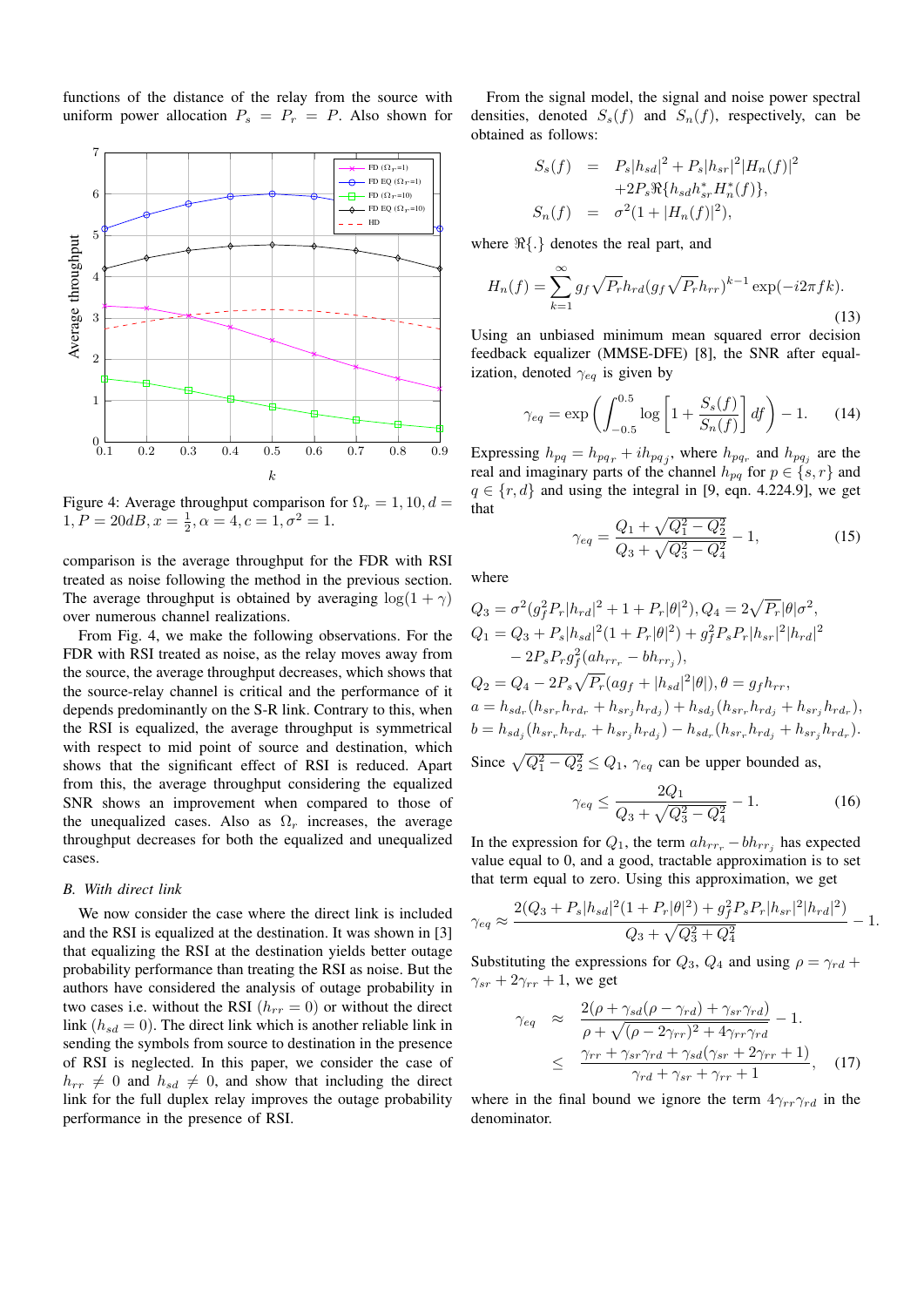functions of the distance of the relay from the source with uniform power allocation $P_s = P_r = P$. Also shown for comparison is the average throughput for the FDR with RSI treated as noise following the method in the previous section. The average throughput is obtained by averaging $\log(1+\gamma)$ over numerous channel realizations.

Figure 4: Average throughput comparison for $\Omega_r = 1, 10, d = 1, P = 20dB, x = \frac{1}{2}, \alpha = 4, c = 1, \sigma^2 = 1$.

From Fig. 4, we make the following observations. For the FDR with RSI treated as noise, as the relay moves away from the source, the average throughput decreases, which shows that the source-relay channel is critical and the performance of it depends predominantly on the S-R link. Contrary to this, when the RSI is equalized, the average throughput is symmetrical with respect to mid point of source and destination, which shows that the significant effect of RSI is reduced. Apart from this, the average throughput considering the equalized SNR shows an improvement when compared to those of the unequalized cases. Also as $\Omega_r$ increases, the average throughput decreases for both the equalized and unequalized cases.

### B. With direct link

We now consider the case where the direct link is included and the RSI is equalized at the destination. It was shown in [3] that equalizing the RSI at the destination yields better outage probability performance than treating the RSI as noise. But the authors have considered the analysis of outage probability in two cases i.e. without the RSI ($h_{rr} = 0$) or without the direct link ($h_{sd} = 0$). The direct link which is another reliable link in sending the symbols from source to destination in the presence of RSI is neglected. In this paper, we consider the case of $h_{rr} \neq 0$ and $h_{sd} \neq 0$, and show that including the direct link for the full duplex relay improves the outage probability performance in the presence of RSI.

From the signal model, the signal and noise power spectral densities, denoted $S_s(f)$ and $S_n(f)$, respectively, can be obtained as follows:

$$
\begin{aligned}
S_s(f) &= P_s|h_{sd}|^2 + P_s|h_{sr}|^2|H_n(f)|^2 \\
&\quad + 2P_s\Re\{h_{sd}h_{sr}^* H_n^*(f)\}, \\
S_n(f) &= \sigma^2(1 + |H_n(f)|^2),
\end{aligned}
$$

where $\Re\{.\}$ denotes the real part, and

$$
H_n(f) = \sum_{k=1}^{\infty} g_f\sqrt{P_r}h_{rd}(g_f\sqrt{P_r}h_{rr})^{k-1}\exp(-i2\pi fk). \tag{13}
$$

Using an unbiased minimum mean squared error decision feedback equalizer (MMSE-DFE) [8], the SNR after equalization, denoted $\gamma_{eq}$ is given by

$$
\gamma_{eq} = \exp\left(\int_{-0.5}^{0.5}\log\left[1 + \frac{S_s(f)}{S_n(f)}\right]df\right) - 1. \tag{14}
$$

Expressing $h_{pq} = h_{pq_r} + ih_{pq_j}$, where $h_{pq_r}$ and $h_{pq_j}$ are the real and imaginary parts of the channel $h_{pq}$ for $p \in \{s, r\}$ and $q \in \{r, d\}$ and using the integral in [9, eqn. 4.224.9], we get that

$$
\gamma_{eq} = \frac{Q_1 + \sqrt{Q_1^2 - Q_2^2}}{Q_3 + \sqrt{Q_3^2 - Q_4^2}} - 1, \tag{15}
$$

where

$$
\begin{aligned}
Q_3 &= \sigma^2(g_f^2P_r|h_{rd}|^2 + 1 + P_r|\theta|^2), Q_4 = 2\sqrt{P_r}|\theta|\sigma^2, \\
Q_1 &= Q_3 + P_s|h_{sd}|^2(1 + P_r|\theta|^2) + g_f^2P_sP_r|h_{sr}|^2|h_{rd}|^2 \\
&\quad - 2P_sP_rg_f^2(ah_{rr_r} - bh_{rr_j}), \\
Q_2 &= Q_4 - 2P_s\sqrt{P_r}(ag_f + |h_{sd}|^2|\theta|), \theta = g_fh_{rr}, \\
a &= h_{sd_r}(h_{sr_r}h_{rd_r} + h_{sr_j}h_{rd_j}) + h_{sd_j}(h_{sr_r}h_{rd_j} + h_{sr_j}h_{rd_r}), \\
b &= h_{sd_j}(h_{sr_r}h_{rd_r} + h_{sr_j}h_{rd_j}) - h_{sd_r}(h_{sr_r}h_{rd_j} + h_{sr_j}h_{rd_r}).
\end{aligned}
$$

Since $\sqrt{Q_1^2 - Q_2^2} \leq Q_1$, $\gamma_{eq}$ can be upper bounded as,

$$
\gamma_{eq} \leq \frac{2Q_1}{Q_3 + \sqrt{Q_3^2 - Q_4^2}} - 1. \tag{16}
$$

In the expression for $Q_1$, the term $ah_{rr_r} - bh_{rr_j}$ has expected value equal to 0, and a good, tractable approximation is to set that term equal to zero. Using this approximation, we get

$$
\gamma_{eq} \approx \frac{2(Q_3 + P_s|h_{sd}|^2(1 + P_r|\theta|^2) + g_f^2P_sP_r|h_{sr}|^2|h_{rd}|^2)}{Q_3 + \sqrt{Q_3^2 + Q_4^2}} - 1.
$$

Substituting the expressions for $Q_3$, $Q_4$ and using $\rho = \gamma_{rd} + \gamma_{sr} + 2\gamma_{rr} + 1$, we get

$$
\begin{aligned}
\gamma_{eq} &\approx \frac{2(\rho + \gamma_{sd}(\rho - \gamma_{rd}) + \gamma_{sr}\gamma_{rd})}{\rho + \sqrt{(\rho - 2\gamma_{rr})^2 + 4\gamma_{rr}\gamma_{rd}}} - 1. \\
&\leq \frac{\gamma_{rr} + \gamma_{sr}\gamma_{rd} + \gamma_{sd}(\gamma_{sr} + 2\gamma_{rr} + 1)}{\gamma_{rd} + \gamma_{sr} + \gamma_{rr} + 1},
\end{aligned} \tag{17}
$$

where in the final bound we ignore the term $4\gamma_{rr}\gamma_{rd}$ in the denominator.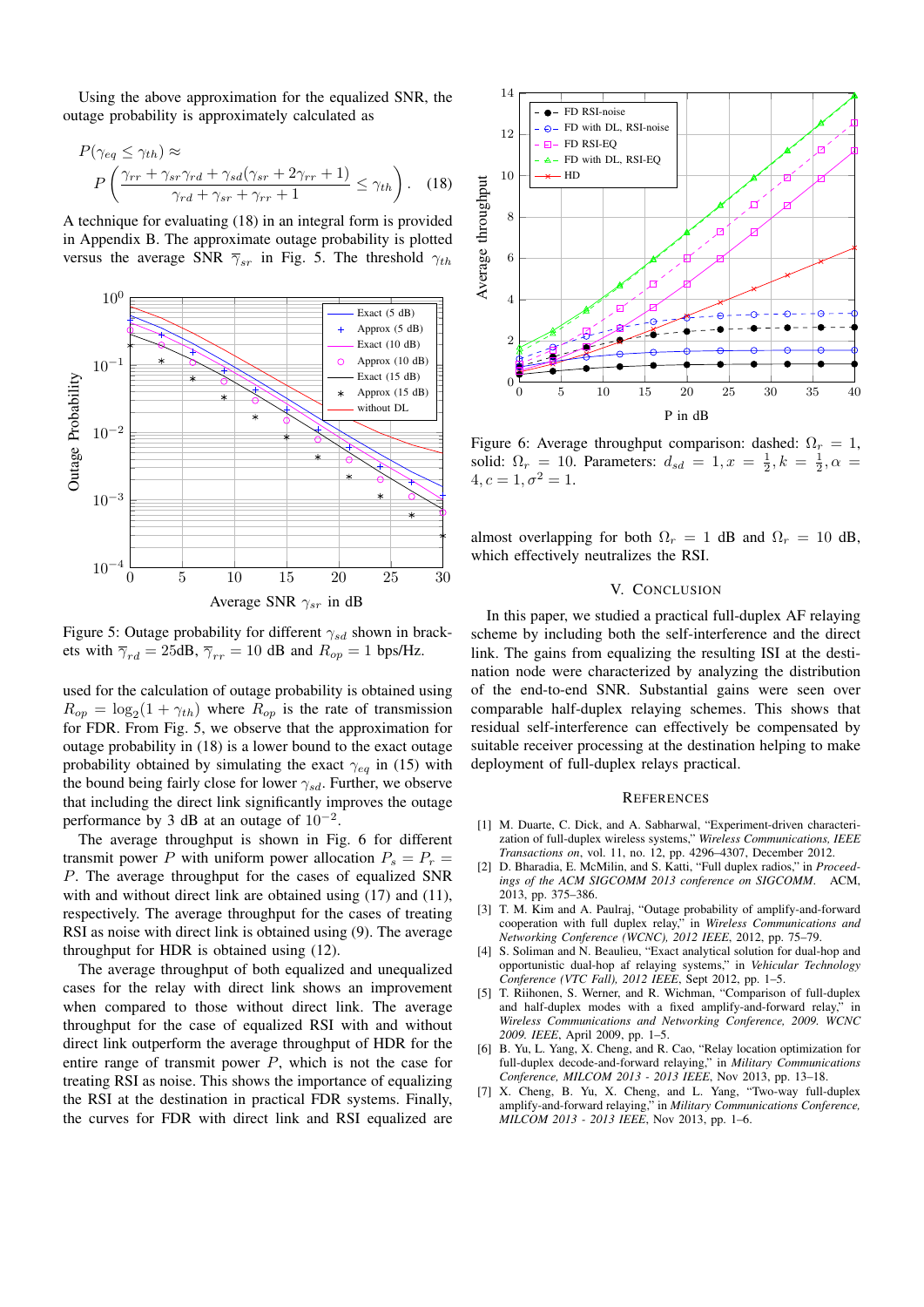Using the above approximation for the equalized SNR, the outage probability is approximately calculated as

$$P(\gamma_{eq} \leq \gamma_{th}) \approx P\left(\frac{\gamma_{rr} + \gamma_{sr}\gamma_{rd} + \gamma_{sd}(\gamma_{sr} + 2\gamma_{rr} + 1)}{\gamma_{rd} + \gamma_{sr} + \gamma_{rr} + 1} \leq \gamma_{th}\right). \quad (18)$$

A technique for evaluating (18) in an integral form is provided in Appendix B. The approximate outage probability is plotted versus the average SNR $\overline{\gamma}_{sr}$ in Fig. 5. The threshold $\gamma_{th}$

Figure 5: Outage probability for different $\gamma_{sd}$ shown in brackets with $\overline{\gamma}_{rd} = 25$dB, $\overline{\gamma}_{rr} = 10$ dB and $R_{op} = 1$ bps/Hz.

used for the calculation of outage probability is obtained using $R_{op} = \log_2(1 + \gamma_{th})$ where $R_{op}$ is the rate of transmission for FDR. From Fig. 5, we observe that the approximation for outage probability in (18) is a lower bound to the exact outage probability obtained by simulating the exact $\gamma_{eq}$ in (15) with the bound being fairly close for lower $\gamma_{sd}$. Further, we observe that including the direct link significantly improves the outage performance by 3 dB at an outage of $10^{-2}$.

The average throughput is shown in Fig. 6 for different transmit power $P$ with uniform power allocation $P_s = P_r = P$. The average throughput for the cases of equalized SNR with and without direct link are obtained using (17) and (11), respectively. The average throughput for the cases of treating RSI as noise with direct link is obtained using (9). The average throughput for HDR is obtained using (12).

The average throughput of both equalized and unequalized cases for the relay with direct link shows an improvement when compared to those without direct link. The average throughput for the case of equalized RSI with and without direct link outperform the average throughput of HDR for the entire range of transmit power $P$, which is not the case for treating RSI as noise. This shows the importance of equalizing the RSI at the destination in practical FDR systems. Finally, the curves for FDR with direct link and RSI equalized are almost overlapping for both $\Omega_r = 1$ dB and $\Omega_r = 10$ dB, which effectively neutralizes the RSI.

Figure 6: Average throughput comparison: dashed: $\Omega_r = 1$, solid: $\Omega_r = 10$. Parameters: $d_{sd} = 1, x = \frac{1}{2}, k = \frac{1}{2}, \alpha = 4, c = 1, \sigma^2 = 1$.

## V. Conclusion

In this paper, we studied a practical full-duplex AF relaying scheme by including both the self-interference and the direct link. The gains from equalizing the resulting ISI at the destination node were characterized by analyzing the distribution of the end-to-end SNR. Substantial gains were seen over comparable half-duplex relaying schemes. This shows that residual self-interference can effectively be compensated by suitable receiver processing at the destination helping to make deployment of full-duplex relays practical.

## References

[1] M. Duarte, C. Dick, and A. Sabharwal, "Experiment-driven characterization of full-duplex wireless systems," *Wireless Communications, IEEE Transactions on*, vol. 11, no. 12, pp. 4296–4307, December 2012.

[2] D. Bharadia, E. McMilin, and S. Katti, "Full duplex radios," in *Proceedings of the ACM SIGCOMM 2013 conference on SIGCOMM*. ACM, 2013, pp. 375–386.

[3] T. M. Kim and A. Paulraj, "Outage probability of amplify-and-forward cooperation with full duplex relay," in *Wireless Communications and Networking Conference (WCNC), 2012 IEEE*, 2012, pp. 75–79.

[4] S. Soliman and N. Beaulieu, "Exact analytical solution for dual-hop and opportunistic dual-hop af relaying systems," in *Vehicular Technology Conference (VTC Fall), 2012 IEEE*, Sept 2012, pp. 1–5.

[5] T. Riihonen, S. Werner, and R. Wichman, "Comparison of full-duplex and half-duplex modes with a fixed amplify-and-forward relay," in *Wireless Communications and Networking Conference, 2009. WCNC 2009. IEEE*, April 2009, pp. 1–5.

[6] B. Yu, L. Yang, X. Cheng, and R. Cao, "Relay location optimization for full-duplex decode-and-forward relaying," in *Military Communications Conference, MILCOM 2013 - 2013 IEEE*, Nov 2013, pp. 13–18.

[7] X. Cheng, B. Yu, X. Cheng, and L. Yang, "Two-way full-duplex amplify-and-forward relaying," in *Military Communications Conference, MILCOM 2013 - 2013 IEEE*, Nov 2013, pp. 1–6.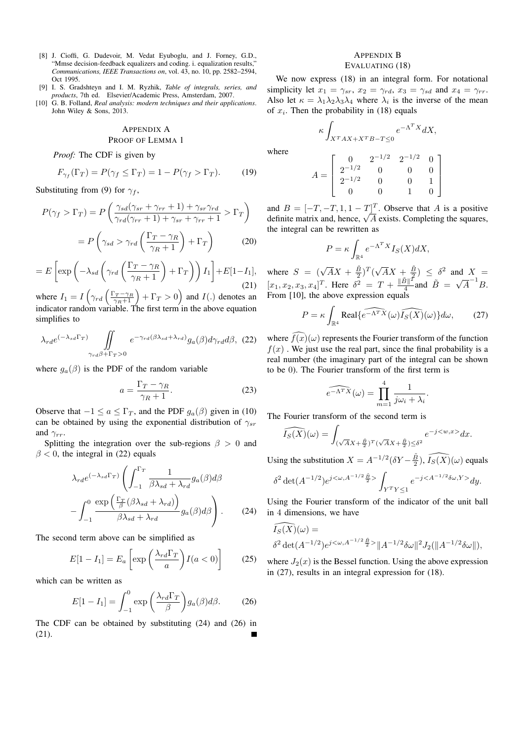[8] J. Cioffi, G. Dudevoir, M. Vedat Eyuboglu, and J. Forney, G.D., "Mmse decision-feedback equalizers and coding. i. equalization results," *Communications, IEEE Transactions on*, vol. 43, no. 10, pp. 2582–2594, Oct 1995.

[9] I. S. Gradshteyn and I. M. Ryzhik, *Table of integrals, series, and products*, 7th ed. Elsevier/Academic Press, Amsterdam, 2007.

[10] G. B. Folland, *Real analysis: modern techniques and their applications*. John Wiley & Sons, 2013.

## Appendix A
## Proof of Lemma 1

*Proof:* The CDF is given by

$$F_{\gamma_f}(\Gamma_T) = P(\gamma_f \leq \Gamma_T) = 1 - P(\gamma_f > \Gamma_T). \tag{19}$$

Substituting from (9) for $\gamma_f$,

$$P(\gamma_f > \Gamma_T) = P\left(\frac{\gamma_{sd}(\gamma_{sr}+\gamma_{rr}+1)+\gamma_{sr}\gamma_{rd}}{\gamma_{rd}(\gamma_{rr}+1)+\gamma_{sr}+\gamma_{rr}+1} > \Gamma_T\right)$$

$$= P\left(\gamma_{sd} > \gamma_{rd}\left(\frac{\Gamma_T-\gamma_R}{\gamma_R+1}\right)+\Gamma_T\right) \tag{20}$$

$$= E\left[\exp\left(-\lambda_{sd}\left(\gamma_{rd}\left(\frac{\Gamma_T-\gamma_R}{\gamma_R+1}\right)+\Gamma_T\right)\right)I_1\right] + E[1-I_1], \tag{21}$$

where $I_1 = I\left(\gamma_{rd}\left(\frac{\Gamma_T-\gamma_R}{\gamma_R+1}\right)+\Gamma_T > 0\right)$ and $I(.)$ denotes an indicator random variable. The first term in the above equation simplifies to

$$\lambda_{rd}e^{(-\lambda_{sd}\Gamma_T)} \iint\limits_{\gamma_{rd}\beta+\Gamma_T>0} e^{-\gamma_{rd}(\beta\lambda_{sd}+\lambda_{rd})}g_a(\beta)d\gamma_{rd}d\beta, \tag{22}$$

where $g_a(\beta)$ is the PDF of the random variable

$$a = \frac{\Gamma_T-\gamma_R}{\gamma_R+1}. \tag{23}$$

Observe that $-1 \leq a \leq \Gamma_T$, and the PDF $g_a(\beta)$ given in (10) can be obtained by using the exponential distribution of $\gamma_{sr}$ and $\gamma_{rr}$.

Splitting the integration over the sub-regions $\beta > 0$ and $\beta < 0$, the integral in (22) equals

$$\lambda_{rd}e^{(-\lambda_{sd}\Gamma_T)}\left(\int_{-1}^{\Gamma_T}\frac{1}{\beta\lambda_{sd}+\lambda_{rd}}g_a(\beta)d\beta - \int_{-1}^{0}\frac{\exp\left(\frac{\Gamma_T}{\beta}(\beta\lambda_{sd}+\lambda_{rd})\right)}{\beta\lambda_{sd}+\lambda_{rd}}g_a(\beta)d\beta\right). \tag{24}$$

The second term above can be simplified as

$$E[1-I_1] = E_a\left[\exp\left(\frac{\lambda_{rd}\Gamma_T}{a}\right)I(a<0)\right] \tag{25}$$

which can be written as

$$E[1-I_1] = \int_{-1}^{0}\exp\left(\frac{\lambda_{rd}\Gamma_T}{\beta}\right)g_a(\beta)d\beta. \tag{26}$$

The CDF can be obtained by substituting (24) and (26) in (21). ∎

## Appendix B
## Evaluating (18)

We now express (18) in an integral form. For notational simplicity let $x_1 = \gamma_{sr}$, $x_2 = \gamma_{rd}$, $x_3 = \gamma_{sd}$ and $x_4 = \gamma_{rr}$. Also let $\kappa = \lambda_1\lambda_2\lambda_3\lambda_4$ where $\lambda_i$ is the inverse of the mean of $x_i$. Then the probability in (18) equals

$$\kappa\int_{X^TAX+X^TB-T\leq 0} e^{-\Lambda^T X}dX,$$

where

$$A = \begin{bmatrix} 0 & 2^{-1/2} & 2^{-1/2} & 0 \\ 2^{-1/2} & 0 & 0 & 0 \\ 2^{-1/2} & 0 & 0 & 1 \\ 0 & 0 & 1 & 0 \end{bmatrix}$$

and $B = [-T, -T, 1, 1-T]^T$. Observe that $A$ is a positive definite matrix and, hence, $\sqrt{A}$ exists. Completing the squares, the integral can be rewritten as

$$P = \kappa\int_{\mathbb{R}^4} e^{-\Lambda^T X}I_S(X)dX,$$

where $S = (\sqrt{A}X + \frac{\tilde{B}}{2})^T(\sqrt{A}X + \frac{\tilde{B}}{2}) \leq \delta^2$ and $X = [x_1, x_2, x_3, x_4]^T$. Here $\delta^2 = T + \frac{\|\tilde{B}\|^2}{4}$ and $\tilde{B} = \sqrt{A}^{-1}B$. From [10], the above expression equals

$$P = \kappa\int_{\mathbb{R}^4}\text{Real}\{\widehat{e^{-\Lambda^T X}}(\omega)\widehat{I_S(X)}(\omega)\}d\omega, \tag{27}$$

where $\widehat{f(x)}(\omega)$ represents the Fourier transform of the function $f(x)$ . We just use the real part, since the final probability is a real number (the imaginary part of the integral can be shown to be 0). The Fourier transform of the first term is

$$\widehat{e^{-\Lambda^T X}}(\omega) = \prod_{m=1}^{4}\frac{1}{j\omega_i+\lambda_i}.$$

The Fourier transform of the second term is

$$\widehat{I_S(X)}(\omega) = \int_{(\sqrt{A}X+\frac{\tilde{B}}{2})^T(\sqrt{A}X+\frac{\tilde{B}}{2})\leq\delta^2} e^{-j<w,x>}dx.$$

Using the substitution $X = A^{-1/2}(\delta Y - \frac{\tilde{B}}{2})$, $\widehat{I_S(X)}(\omega)$ equals

$$\delta^2\det(A^{-1/2})e^{j<\omega,A^{-1/2}\frac{\tilde{B}}{2}>}\int_{Y^TY\leq 1}e^{-j<A^{-1/2}\delta\omega,Y>}dy.$$

Using the Fourier transform of the indicator of the unit ball in 4 dimensions, we have

$$\widehat{I_S(X)}(\omega) = \delta^2\det(A^{-1/2})e^{j<\omega,A^{-1/2}\frac{\tilde{B}}{2}>}\|A^{-1/2}\delta\omega\|^2 J_2(\|A^{-1/2}\delta\omega\|),$$

where $J_2(x)$ is the Bessel function. Using the above expression in (27), results in an integral expression for (18).